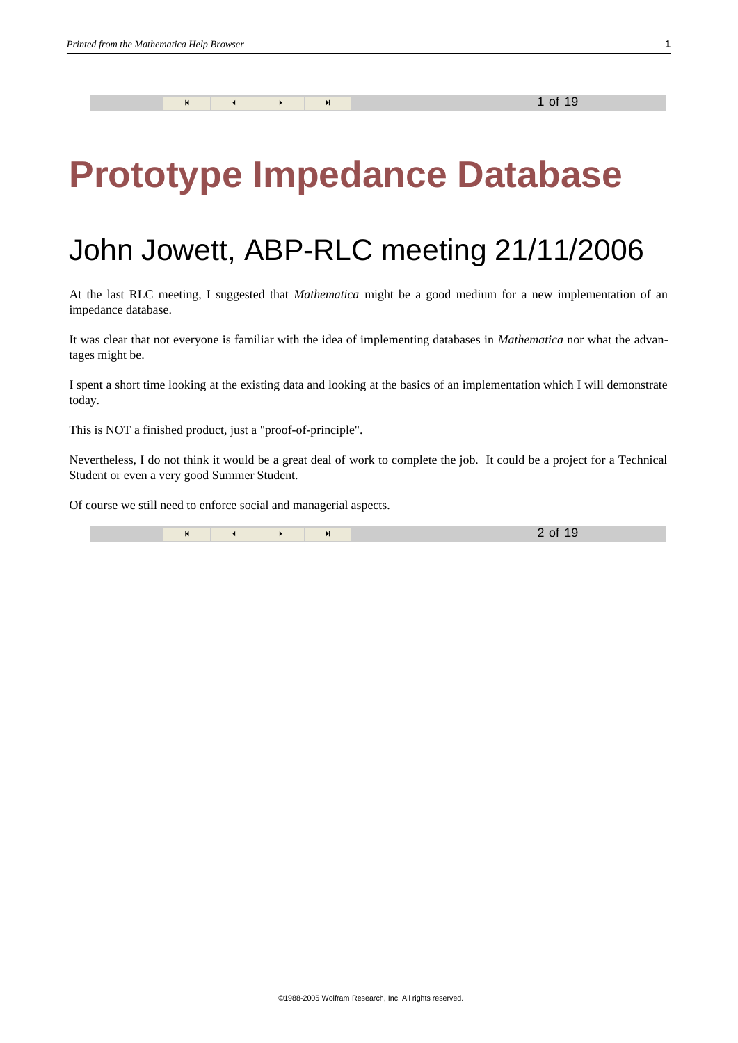# Prototype Impedance Database

## John Jowett, ABP-RLC meeting 21/11/2006

At the last RLC meeting, I suggested that *Mathematica* might be a good medium for a new implementation of an impedance database.

It was clear that not everyone is familiar with the idea of implementing databases in *Mathematica* nor what the advantages might be.

I spent a short time looking at the existing data and looking at the basics of an implementation which I will demonstrate today.

This is NOT a finished product, just a "proof-of-principle".

Nevertheless, I do not think it would be a great deal of work to complete the job. It could be a project for a Technical Student or even a very good Summer Student.

Of course we still need to enforce social and managerial aspects.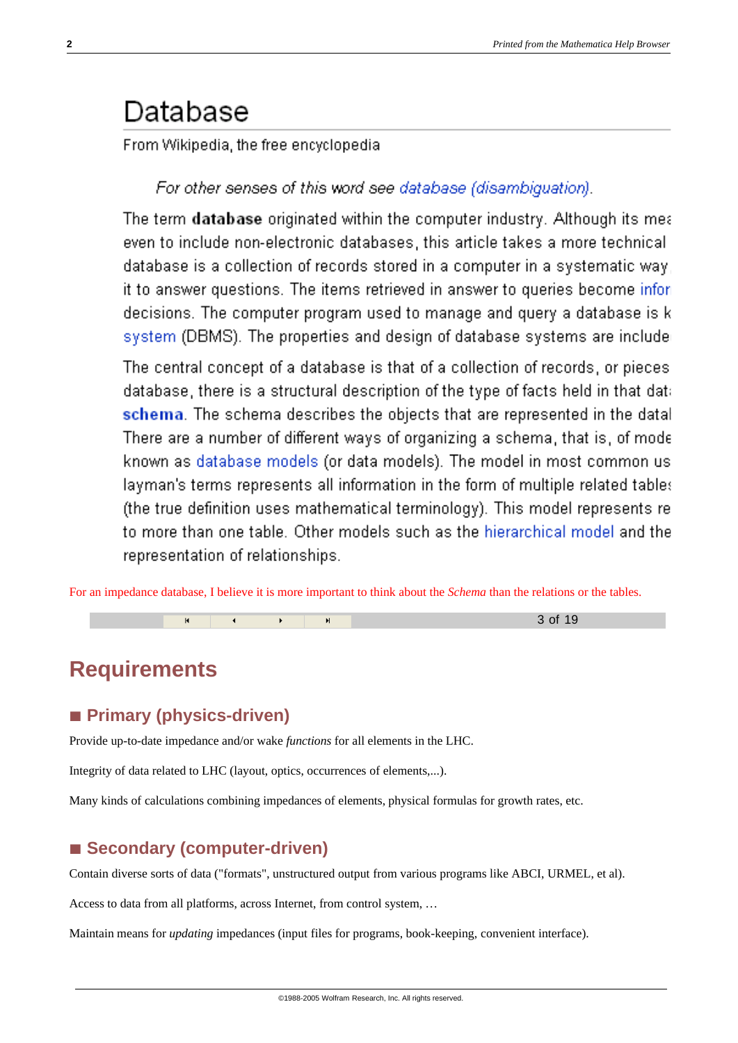# Database

From Wikipedia, the free encyclopedia

*For other senses of this word see database (disambiguation).*

The term **database** originated within the computer industry. Although its mea even to include non-electronic databases, this article takes a more technical database is a collection of records stored in a computer in a systematic way it to answer questions. The items retrieved in answer to queries become infor decisions. The computer program used to manage and query a database is k system (DBMS). The properties and design of database systems are include

The central concept of a database is that of a collection of records, or pieces database, there is a structural description of the type of facts held in that dat **schema**. The schema describes the objects that are represented in the datal There are a number of different ways of organizing a schema, that is, of mode known as database models (or data models). The model in most common us layman's terms represents all information in the form of multiple related table (the true definition uses mathematical terminology). This model represents re to more than one table. Other models such as the hierarchical model and the representation of relationships.

For an impedance database, I believe it is more important to think about the *Schema* than the relations or the tables.

## Requirements

### ■ Primary (physics-driven)

Provide up-to-date impedance and/or wake *functions* for all elements in the LHC.

Integrity of data related to LHC (layout, optics, occurrences of elements,...).

Many kinds of calculations combining impedances of elements, physical formulas for growth rates, etc.

### ■ Secondary (computer-driven)

Contain diverse sorts of data ("formats", unstructured output from various programs like ABCI, URMEL, et al).

Access to data from all platforms, across Internet, from control system, …

Maintain means for *updating* impedances (input files for programs, book-keeping, convenient interface).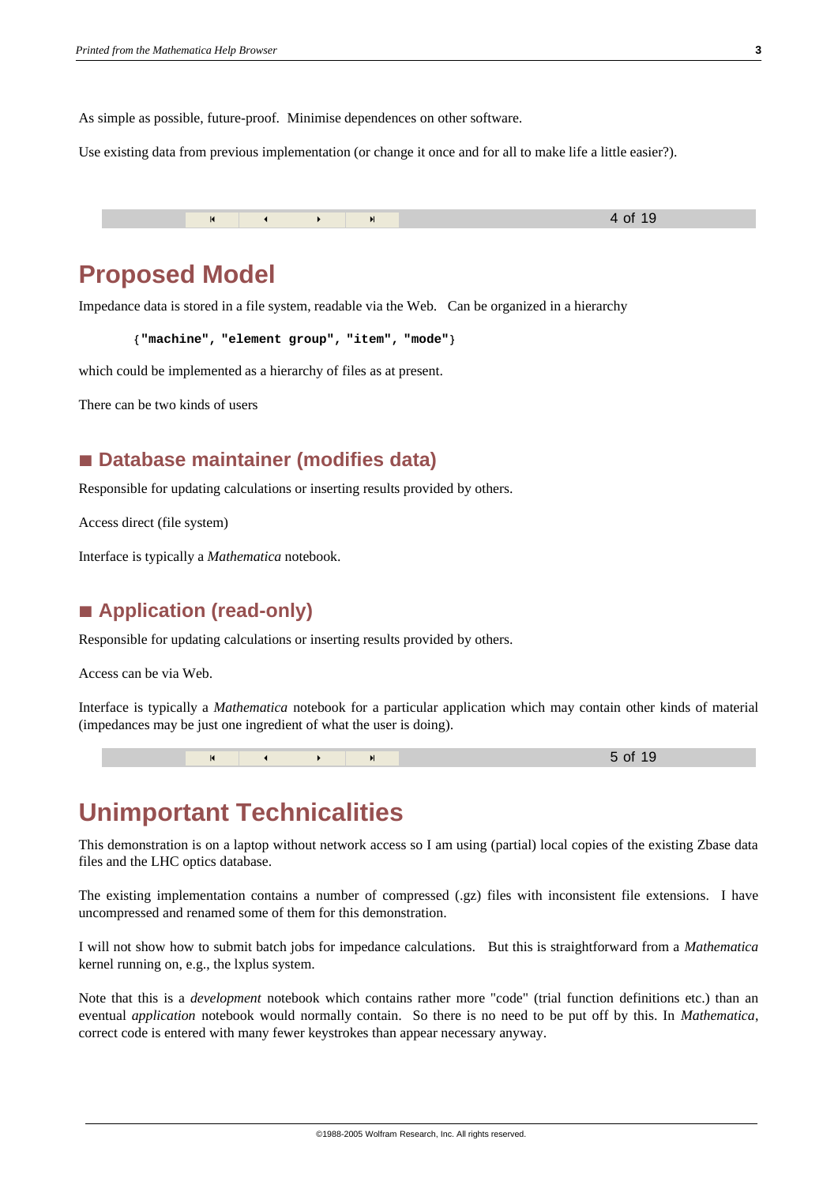As simple as possible, future-proof.  Minimise dependences on other software.

Use existing data from previous implementation (or change it once and for all to make life a little easier?).

# Proposed Model

Impedance data is stored in a file system, readable via the Web.   Can be organized in a hierarchy

```
{"machine", "element group", "item", "mode"}
```

which could be implemented as a hierarchy of files as at present.

There can be two kinds of users

## ■ Database maintainer (modifies data)

Responsible for updating calculations or inserting results provided by others.

Access direct (file system)

Interface is typically a *Mathematica* notebook.

## ■ Application (read-only)

Responsible for updating calculations or inserting results provided by others.

Access can be via Web.

Interface is typically a *Mathematica* notebook for a particular application which may contain other kinds of material (impedances may be just one ingredient of what the user is doing).

# Unimportant Technicalities

This demonstration is on a laptop without network access so I am using (partial) local copies of the existing Zbase data files and the LHC optics database.

The existing implementation contains a number of compressed (.gz) files with inconsistent file extensions.  I have uncompressed and renamed some of them for this demonstration.

I will not show how to submit batch jobs for impedance calculations.   But this is straightforward from a *Mathematica* kernel running on, e.g., the lxplus system.

Note that this is a *development* notebook which contains rather more "code" (trial function definitions etc.) than an eventual *application* notebook would normally contain.  So there is no need to be put off by this. In *Mathematica*, correct code is entered with many fewer keystrokes than appear necessary anyway.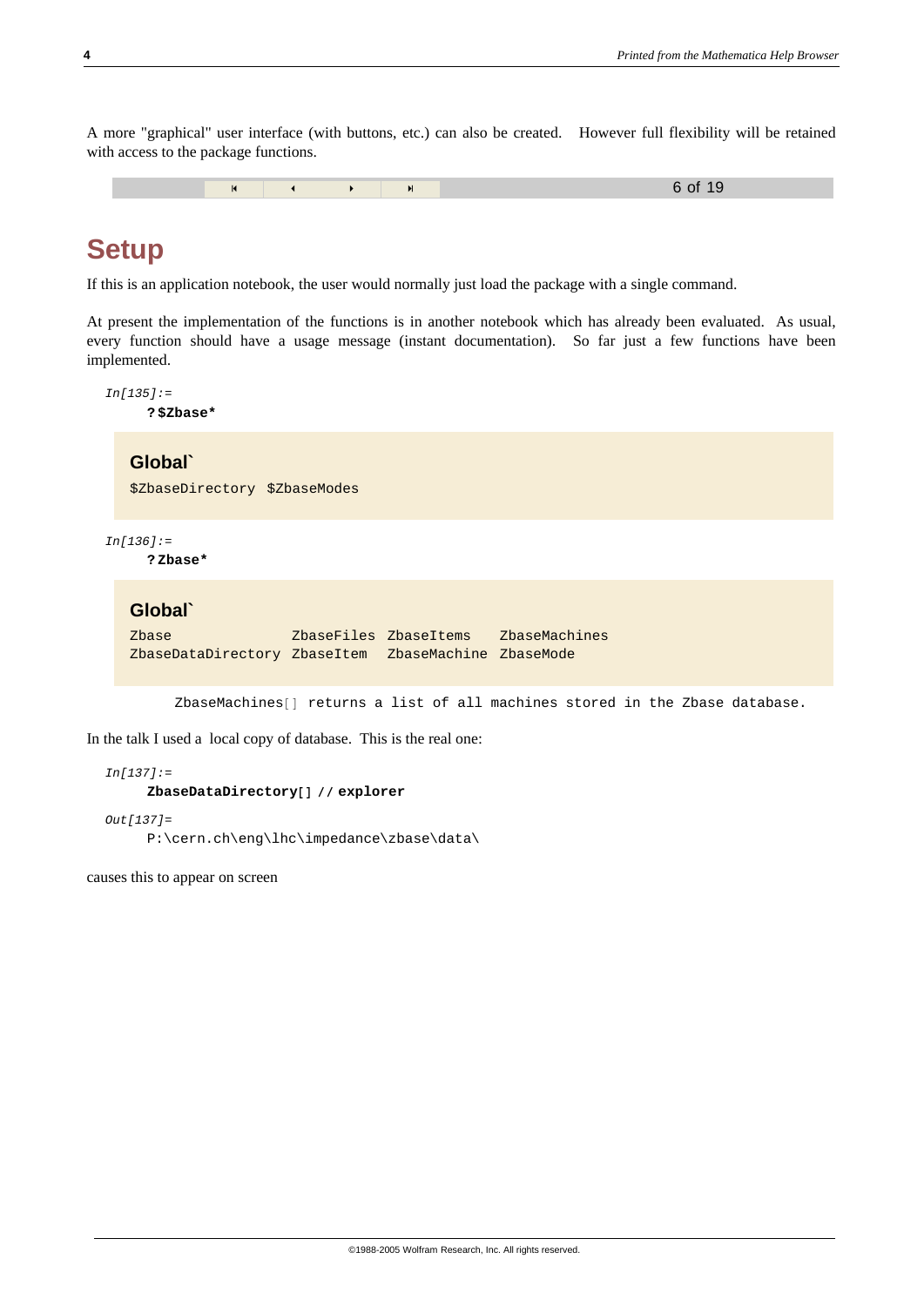A more "graphical" user interface (with buttons, etc.) can also be created. However full flexibility will be retained with access to the package functions.

# Setup

If this is an application notebook, the user would normally just load the package with a single command.

At present the implementation of the functions is in another notebook which has already been evaluated. As usual, every function should have a usage message (instant documentation). So far just a few functions have been implemented.

```
In[135]:=
    ?$Zbase*
```

**Global`**

```
$ZbaseDirectory $ZbaseModes
```

```
In[136]:=
    ?Zbase*
```

**Global`**

```
Zbase               ZbaseFiles ZbaseItems   ZbaseMachines
ZbaseDataDirectory  ZbaseItem  ZbaseMachine ZbaseMode
```

```
ZbaseMachines[] returns a list of all machines stored in the Zbase database.
```

In the talk I used a local copy of database. This is the real one:

```
In[137]:=
    ZbaseDataDirectory[] // explorer
Out[137]=
    P:\cern.ch\eng\lhc\impedance\zbase\data\
```

causes this to appear on screen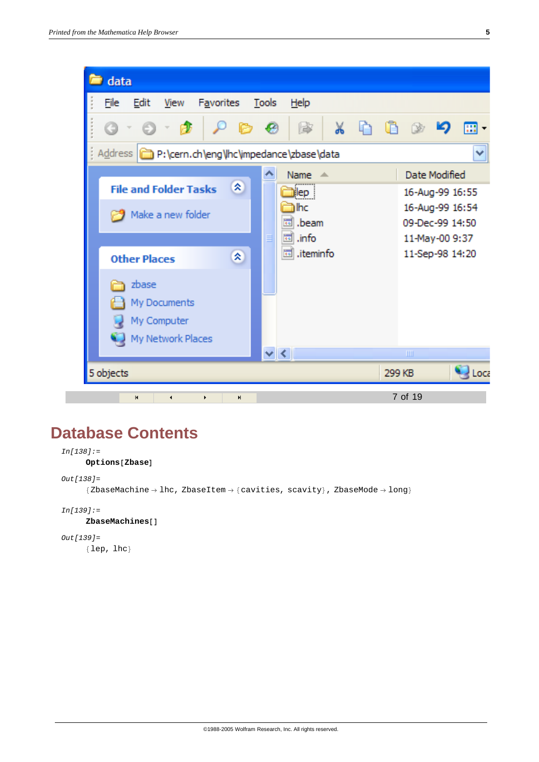## Database Contents

In[138]:=

```
Options[Zbase]
```

Out[138]=

```
{ZbaseMachine → lhc, ZbaseItem → {cavities, scavity}, ZbaseMode → long}
```

In[139]:=

```
ZbaseMachines[]
```

Out[139]=

```
{lep, lhc}
```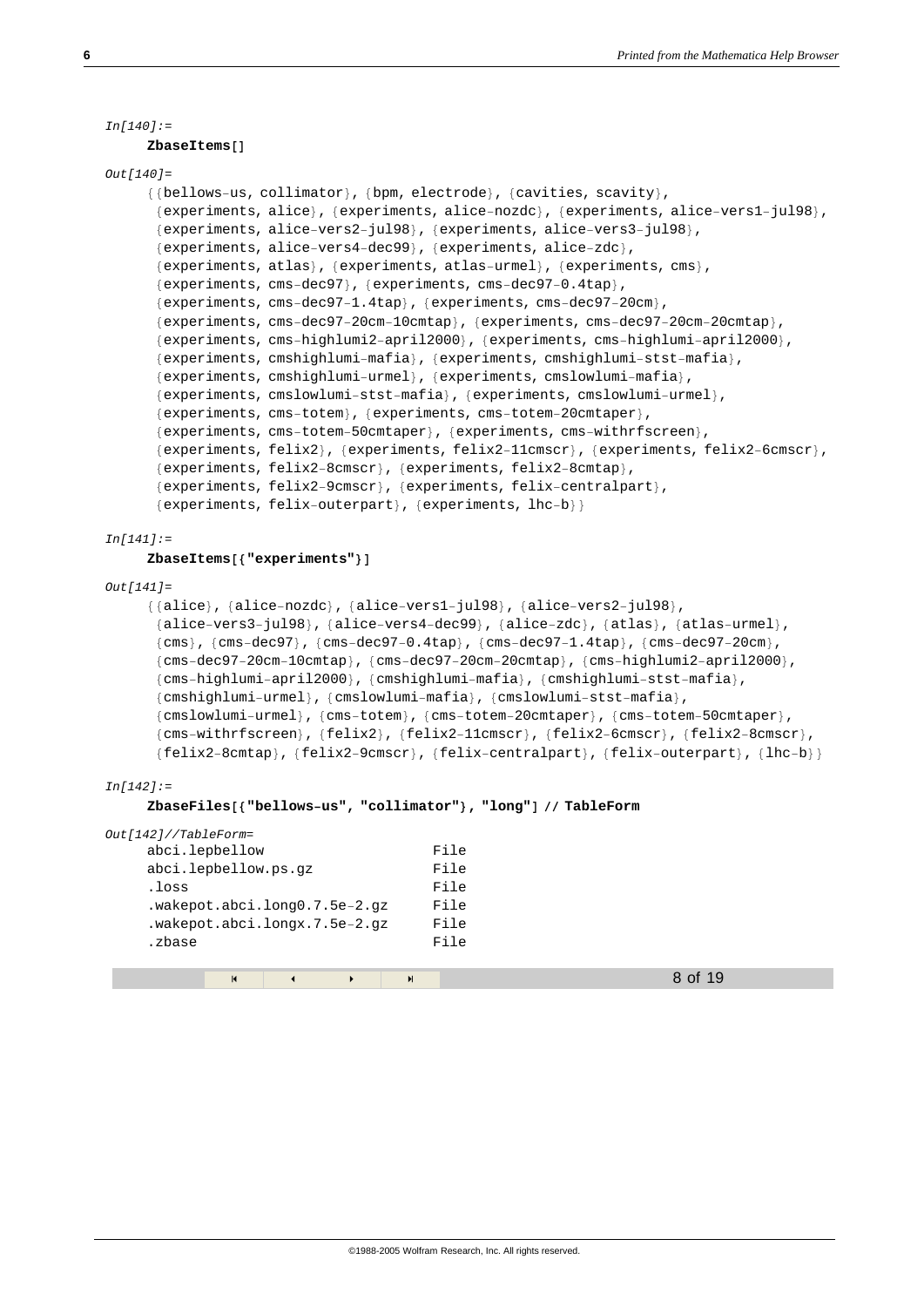*In[140]:=*

```
ZbaseItems[]
```

*Out[140]=*

```
{{bellows-us, collimator}, {bpm, electrode}, {cavities, scavity},
 {experiments, alice}, {experiments, alice-nozdc}, {experiments, alice-vers1-jul98},
 {experiments, alice-vers2-jul98}, {experiments, alice-vers3-jul98},
 {experiments, alice-vers4-dec99}, {experiments, alice-zdc},
 {experiments, atlas}, {experiments, atlas-urmel}, {experiments, cms},
 {experiments, cms-dec97}, {experiments, cms-dec97-0.4tap},
 {experiments, cms-dec97-1.4tap}, {experiments, cms-dec97-20cm},
 {experiments, cms-dec97-20cm-10cmtap}, {experiments, cms-dec97-20cm-20cmtap},
 {experiments, cms-highlumi2-april2000}, {experiments, cms-highlumi-april2000},
 {experiments, cmshighlumi-mafia}, {experiments, cmshighlumi-stst-mafia},
 {experiments, cmshighlumi-urmel}, {experiments, cmslowlumi-mafia},
 {experiments, cmslowlumi-stst-mafia}, {experiments, cmslowlumi-urmel},
 {experiments, cms-totem}, {experiments, cms-totem-20cmtaper},
 {experiments, cms-totem-50cmtaper}, {experiments, cms-withrfscreen},
 {experiments, felix2}, {experiments, felix2-11cmscr}, {experiments, felix2-6cmscr},
 {experiments, felix2-8cmscr}, {experiments, felix2-8cmtap},
 {experiments, felix2-9cmscr}, {experiments, felix-centralpart},
 {experiments, felix-outerpart}, {experiments, lhc-b}}
```

*In[141]:=*

```
ZbaseItems[{"experiments"}]
```

*Out[141]=*

```
{{alice}, {alice-nozdc}, {alice-vers1-jul98}, {alice-vers2-jul98},
 {alice-vers3-jul98}, {alice-vers4-dec99}, {alice-zdc}, {atlas}, {atlas-urmel},
 {cms}, {cms-dec97}, {cms-dec97-0.4tap}, {cms-dec97-1.4tap}, {cms-dec97-20cm},
 {cms-dec97-20cm-10cmtap}, {cms-dec97-20cm-20cmtap}, {cms-highlumi2-april2000},
 {cms-highlumi-april2000}, {cmshighlumi-mafia}, {cmshighlumi-stst-mafia},
 {cmshighlumi-urmel}, {cmslowlumi-mafia}, {cmslowlumi-stst-mafia},
 {cmslowlumi-urmel}, {cms-totem}, {cms-totem-20cmtaper}, {cms-totem-50cmtaper},
 {cms-withrfscreen}, {felix2}, {felix2-11cmscr}, {felix2-6cmscr}, {felix2-8cmscr},
 {felix2-8cmtap}, {felix2-9cmscr}, {felix-centralpart}, {felix-outerpart}, {lhc-b}}
```

*In[142]:=*

```
ZbaseFiles[{"bellows-us", "collimator"}, "long"] // TableForm
```

*Out[142]//TableForm=*

```
abci.lepbellow                  File
abci.lepbellow.ps.gz            File
.loss                           File
.wakepot.abci.long0.7.5e-2.gz   File
.wakepot.abci.longx.7.5e-2.gz   File
.zbase                          File
```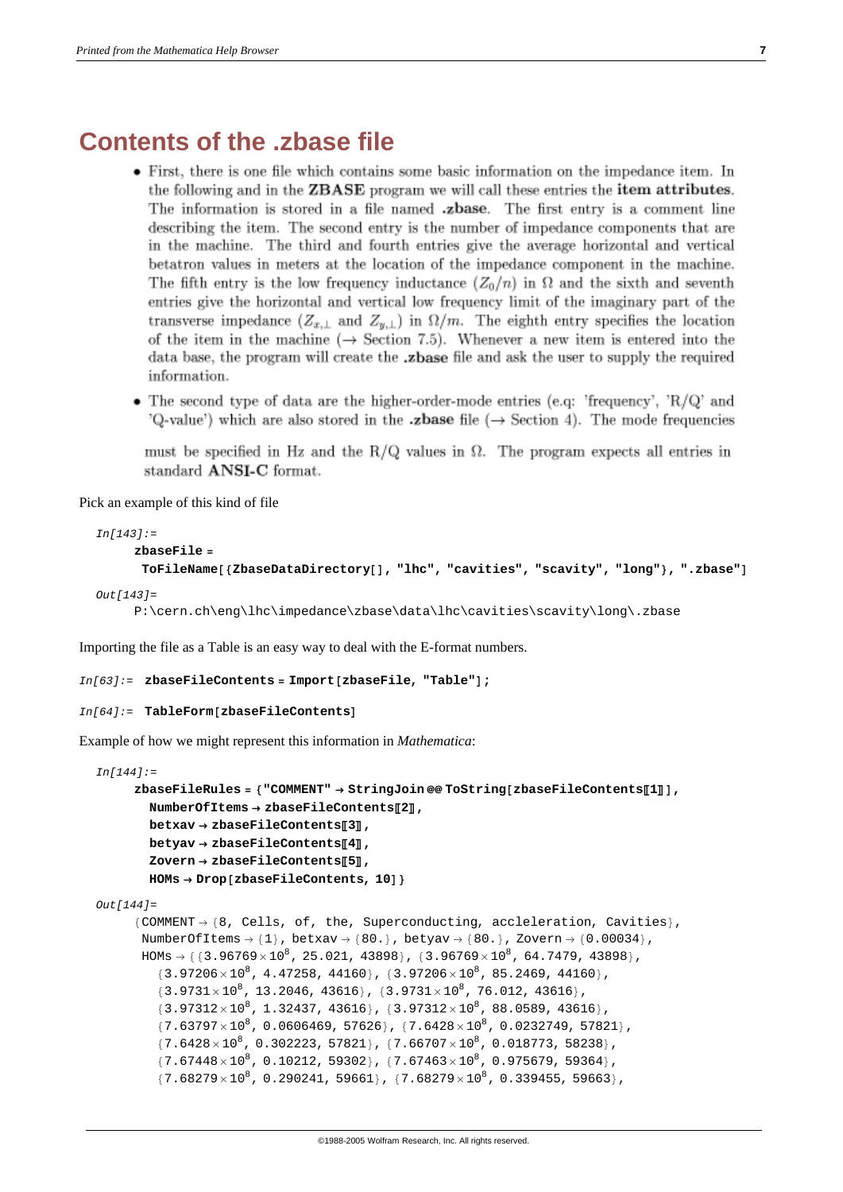## Contents of the .zbase file

- First, there is one file which contains some basic information on the impedance item. In the following and in the **ZBASE** program we will call these entries the **item attributes**. The information is stored in a file named **.zbase**. The first entry is a comment line describing the item. The second entry is the number of impedance components that are in the machine. The third and fourth entries give the average horizontal and vertical betatron values in meters at the location of the impedance component in the machine. The fifth entry is the low frequency inductance ($Z_0/n$) in $\Omega$ and the sixth and seventh entries give the horizontal and vertical low frequency limit of the imaginary part of the transverse impedance ($Z_{x,\perp}$ and $Z_{y,\perp}$) in $\Omega/m$. The eighth entry specifies the location of the item in the machine ($\rightarrow$ Section 7.5). Whenever a new item is entered into the data base, the program will create the **.zbase** file and ask the user to supply the required information.

- The second type of data are the higher-order-mode entries (e.g: 'frequency', 'R/Q' and 'Q-value') which are also stored in the **.zbase** file ($\rightarrow$ Section 4). The mode frequencies must be specified in Hz and the R/Q values in $\Omega$. The program expects all entries in standard **ANSI-C** format.

Pick an example of this kind of file

```
In[143]:=
      zbaseFile =
       ToFileName[{ZbaseDataDirectory[], "lhc", "cavities", "scavity", "long"}, ".zbase"]

Out[143]=
      P:\cern.ch\eng\lhc\impedance\zbase\data\lhc\cavities\scavity\long\.zbase
```

Importing the file as a Table is an easy way to deal with the E-format numbers.

```
In[63]:=  zbaseFileContents = Import[zbaseFile, "Table"];

In[64]:=  TableForm[zbaseFileContents]
```

Example of how we might represent this information in *Mathematica*:

```
In[144]:=
      zbaseFileRules = {"COMMENT" → StringJoin @@ ToString[zbaseFileContents[[1]]],
        NumberOfItems → zbaseFileContents[[2]],
        betxav → zbaseFileContents[[3]],
        betyav → zbaseFileContents[[4]],
        Zovern → zbaseFileContents[[5]],
        HOMs → Drop[zbaseFileContents, 10]}

Out[144]=
      {COMMENT → {8, Cells, of, the, Superconducting, accleleration, Cavities},
       NumberOfItems → {1}, betxav → {80.}, betyav → {80.}, Zovern → {0.00034},
       HOMs → {{3.96769×10^8, 25.021, 43898}, {3.96769×10^8, 64.7479, 43898},
         {3.97206×10^8, 4.47258, 44160}, {3.97206×10^8, 85.2469, 44160},
         {3.9731×10^8, 13.2046, 43616}, {3.9731×10^8, 76.012, 43616},
         {3.97312×10^8, 1.32437, 43616}, {3.97312×10^8, 88.0589, 43616},
         {7.63797×10^8, 0.0606469, 57626}, {7.6428×10^8, 0.0232749, 57821},
         {7.6428×10^8, 0.302223, 57821}, {7.66707×10^8, 0.018773, 58238},
         {7.67448×10^8, 0.10212, 59302}, {7.67463×10^8, 0.975679, 59364},
         {7.68279×10^8, 0.290241, 59661}, {7.68279×10^8, 0.339455, 59663},
```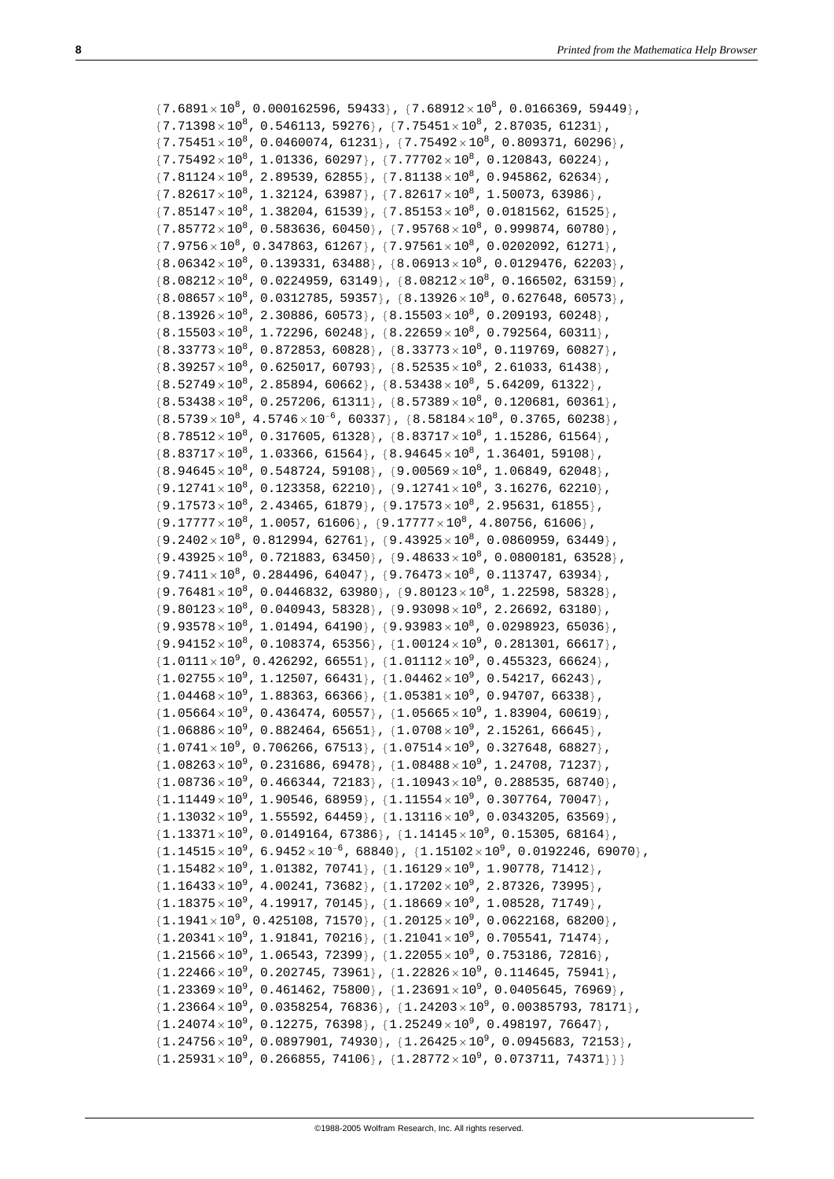$\{7.6891\times10^8$, 0.000162596, 59433$\}$, $\{7.68912\times10^8$, 0.0166369, 59449$\}$,
$\{7.71398\times10^8$, 0.546113, 59276$\}$, $\{7.75451\times10^8$, 2.87035, 61231$\}$,
$\{7.75451\times10^8$, 0.0460074, 61231$\}$, $\{7.75492\times10^8$, 0.809371, 60296$\}$,
$\{7.75492\times10^8$, 1.01336, 60297$\}$, $\{7.77702\times10^8$, 0.120843, 60224$\}$,
$\{7.81124\times10^8$, 2.89539, 62855$\}$, $\{7.81138\times10^8$, 0.945862, 62634$\}$,
$\{7.82617\times10^8$, 1.32124, 63987$\}$, $\{7.82617\times10^8$, 1.50073, 63986$\}$,
$\{7.85147\times10^8$, 1.38204, 61539$\}$, $\{7.85153\times10^8$, 0.0181562, 61525$\}$,
$\{7.85772\times10^8$, 0.583636, 60450$\}$, $\{7.95768\times10^8$, 0.999874, 60780$\}$,
$\{7.9756\times10^8$, 0.347863, 61267$\}$, $\{7.97561\times10^8$, 0.0202092, 61271$\}$,
$\{8.06342\times10^8$, 0.139331, 63488$\}$, $\{8.06913\times10^8$, 0.0129476, 62203$\}$,
$\{8.08212\times10^8$, 0.0224959, 63149$\}$, $\{8.08212\times10^8$, 0.166502, 63159$\}$,
$\{8.08657\times10^8$, 0.0312785, 59357$\}$, $\{8.13926\times10^8$, 0.627648, 60573$\}$,
$\{8.13926\times10^8$, 2.30886, 60573$\}$, $\{8.15503\times10^8$, 0.209193, 60248$\}$,
$\{8.15503\times10^8$, 1.72296, 60248$\}$, $\{8.22659\times10^8$, 0.792564, 60311$\}$,
$\{8.33773\times10^8$, 0.872853, 60828$\}$, $\{8.33773\times10^8$, 0.119769, 60827$\}$,
$\{8.39257\times10^8$, 0.625017, 60793$\}$, $\{8.52535\times10^8$, 2.61033, 61438$\}$,
$\{8.52749\times10^8$, 2.85894, 60662$\}$, $\{8.53438\times10^8$, 5.64209, 61322$\}$,
$\{8.53438\times10^8$, 0.257206, 61311$\}$, $\{8.57389\times10^8$, 0.120681, 60361$\}$,
$\{8.5739\times10^8$, $4.5746\times10^{-6}$, 60337$\}$, $\{8.58184\times10^8$, 0.3765, 60238$\}$,
$\{8.78512\times10^8$, 0.317605, 61328$\}$, $\{8.83717\times10^8$, 1.15286, 61564$\}$,
$\{8.83717\times10^8$, 1.03366, 61564$\}$, $\{8.94645\times10^8$, 1.36401, 59108$\}$,
$\{8.94645\times10^8$, 0.548724, 59108$\}$, $\{9.00569\times10^8$, 1.06849, 62048$\}$,
$\{9.12741\times10^8$, 0.123358, 62210$\}$, $\{9.12741\times10^8$, 3.16276, 62210$\}$,
$\{9.17573\times10^8$, 2.43465, 61879$\}$, $\{9.17573\times10^8$, 2.95631, 61855$\}$,
$\{9.17777\times10^8$, 1.0057, 61606$\}$, $\{9.17777\times10^8$, 4.80756, 61606$\}$,
$\{9.2402\times10^8$, 0.812994, 62761$\}$, $\{9.43925\times10^8$, 0.0860959, 63449$\}$,
$\{9.43925\times10^8$, 0.721883, 63450$\}$, $\{9.48633\times10^8$, 0.0800181, 63528$\}$,
$\{9.7411\times10^8$, 0.284496, 64047$\}$, $\{9.76473\times10^8$, 0.113747, 63934$\}$,
$\{9.76481\times10^8$, 0.0446832, 63980$\}$, $\{9.80123\times10^8$, 1.22598, 58328$\}$,
$\{9.80123\times10^8$, 0.040943, 58328$\}$, $\{9.93098\times10^8$, 2.26692, 63180$\}$,
$\{9.93578\times10^8$, 1.01494, 64190$\}$, $\{9.93983\times10^8$, 0.0298923, 65036$\}$,
$\{9.94152\times10^8$, 0.108374, 65356$\}$, $\{1.00124\times10^9$, 0.281301, 66617$\}$,
$\{1.0111\times10^9$, 0.426292, 66551$\}$, $\{1.01112\times10^9$, 0.455323, 66624$\}$,
$\{1.02755\times10^9$, 1.12507, 66431$\}$, $\{1.04462\times10^9$, 0.54217, 66243$\}$,
$\{1.04468\times10^9$, 1.88363, 66366$\}$, $\{1.05381\times10^9$, 0.94707, 66338$\}$,
$\{1.05664\times10^9$, 0.436474, 60557$\}$, $\{1.05665\times10^9$, 1.83904, 60619$\}$,
$\{1.06886\times10^9$, 0.882464, 65651$\}$, $\{1.0708\times10^9$, 2.15261, 66645$\}$,
$\{1.0741\times10^9$, 0.706266, 67513$\}$, $\{1.07514\times10^9$, 0.327648, 68827$\}$,
$\{1.08263\times10^9$, 0.231686, 69478$\}$, $\{1.08488\times10^9$, 1.24708, 71237$\}$,
$\{1.08736\times10^9$, 0.466344, 72183$\}$, $\{1.10943\times10^9$, 0.288535, 68740$\}$,
$\{1.11449\times10^9$, 1.90546, 68959$\}$, $\{1.11554\times10^9$, 0.307764, 70047$\}$,
$\{1.13032\times10^9$, 1.55592, 64459$\}$, $\{1.13116\times10^9$, 0.0343205, 63569$\}$,
$\{1.13371\times10^9$, 0.0149164, 67386$\}$, $\{1.14145\times10^9$, 0.15305, 68164$\}$,
$\{1.14515\times10^9$, $6.9452\times10^{-6}$, 68840$\}$, $\{1.15102\times10^9$, 0.0192246, 69070$\}$,
$\{1.15482\times10^9$, 1.01382, 70741$\}$, $\{1.16129\times10^9$, 1.90778, 71412$\}$,
$\{1.16433\times10^9$, 4.00241, 73682$\}$, $\{1.17202\times10^9$, 2.87326, 73995$\}$,
$\{1.18375\times10^9$, 4.19917, 70145$\}$, $\{1.18669\times10^9$, 1.08528, 71749$\}$,
$\{1.1941\times10^9$, 0.425108, 71570$\}$, $\{1.20125\times10^9$, 0.0622168, 68200$\}$,
$\{1.20341\times10^9$, 1.91841, 70216$\}$, $\{1.21041\times10^9$, 0.705541, 71474$\}$,
$\{1.21566\times10^9$, 1.06543, 72399$\}$, $\{1.22055\times10^9$, 0.753186, 72816$\}$,
$\{1.22466\times10^9$, 0.202745, 73961$\}$, $\{1.22826\times10^9$, 0.114645, 75941$\}$,
$\{1.23369\times10^9$, 0.461462, 75800$\}$, $\{1.23691\times10^9$, 0.0405645, 76969$\}$,
$\{1.23664\times10^9$, 0.0358254, 76836$\}$, $\{1.24203\times10^9$, 0.00385793, 78171$\}$,
$\{1.24074\times10^9$, 0.12275, 76398$\}$, $\{1.25249\times10^9$, 0.498197, 76647$\}$,
$\{1.24756\times10^9$, 0.0897901, 74930$\}$, $\{1.26425\times10^9$, 0.0945683, 72153$\}$,
$\{1.25931\times10^9$, 0.266855, 74106$\}$, $\{1.28772\times10^9$, 0.073711, 74371$\}\}$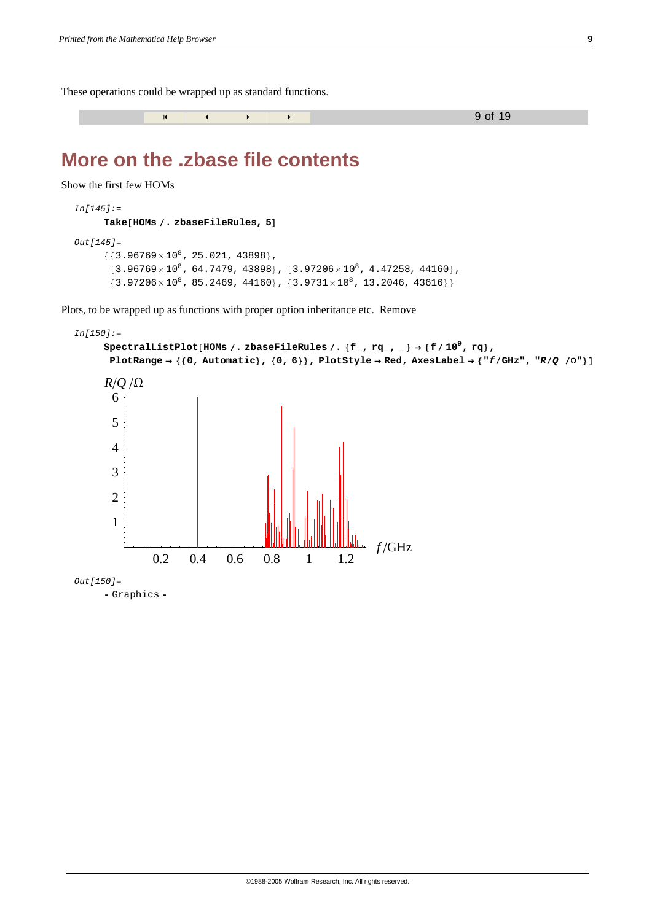These operations could be wrapped up as standard functions.

## More on the .zbase file contents

Show the first few HOMs

```
In[145]:=
Take[HOMs /. zbaseFileRules, 5]

Out[145]=
{{3.96769×10^8, 25.021, 43898},
 {3.96769×10^8, 64.7479, 43898}, {3.97206×10^8, 4.47258, 44160},
 {3.97206×10^8, 85.2469, 44160}, {3.9731×10^8, 13.2046, 43616}}
```

Plots, to be wrapped up as functions with proper option inheritance etc. Remove

```
In[150]:=
SpectralListPlot[HOMs /. zbaseFileRules /. {f_, rq_, _} → {f / 10^9, rq},
 PlotRange → {{0, Automatic}, {0, 6}}, PlotStyle → Red, AxesLabel → {"f/GHz", "R/Q /Ω"}]
```

```
Out[150]=
- Graphics -
```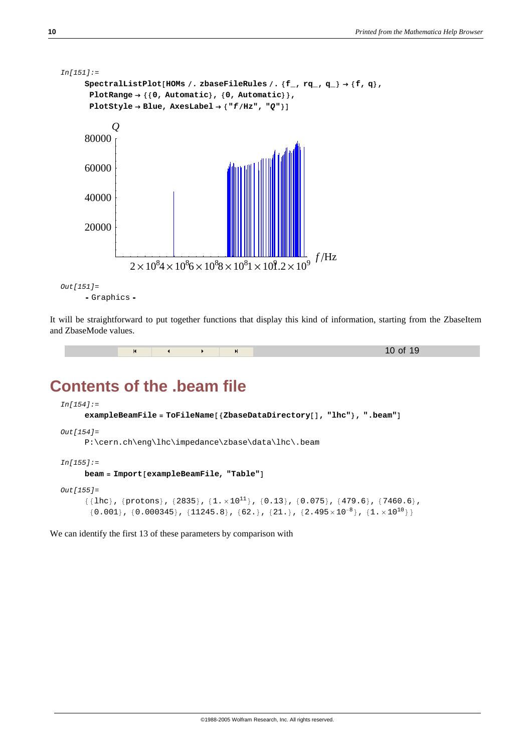In[151]:=

```
SpectralListPlot[HOMs /. zbaseFileRules /. {f_, rq_, q_} → {f, q},
 PlotRange → {{0, Automatic}, {0, Automatic}},
 PlotStyle → Blue, AxesLabel → {"f/Hz", "Q"}]
```

Out[151]=

```
- Graphics -
```

It will be straightforward to put together functions that display this kind of information, starting from the ZbaseItem and ZbaseMode values.

## Contents of the .beam file

In[154]:=

```
exampleBeamFile = ToFileName[{ZbaseDataDirectory[], "lhc"}, ".beam"]
```

Out[154]=

```
P:\cern.ch\eng\lhc\impedance\zbase\data\lhc\.beam
```

In[155]:=

```
beam = Import[exampleBeamFile, "Table"]
```

Out[155]=

```
{{lhc}, {protons}, {2835}, {1.×10^11}, {0.13}, {0.075}, {479.6}, {7460.6},
 {0.001}, {0.000345}, {11245.8}, {62.}, {21.}, {2.495×10^-8}, {1.×10^10}}
```

We can identify the first 13 of these parameters by comparison with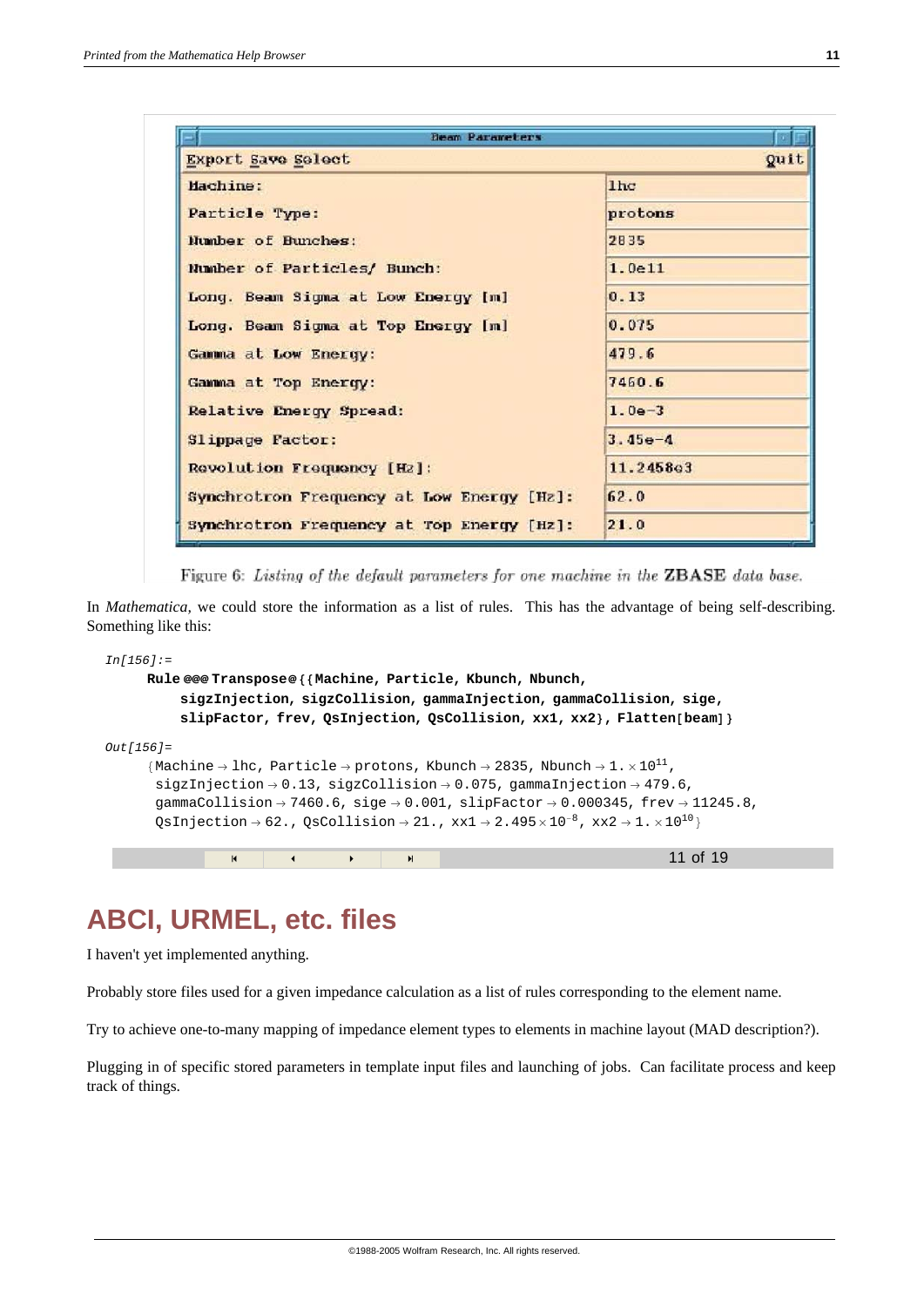| Beam Parameters | |
|---|---|
| Export Save Select | Quit |
| Machine: | lhc |
| Particle Type: | protons |
| Number of Bunches: | 2835 |
| Number of Particles/ Bunch: | 1.0e11 |
| Long. Beam Sigma at Low Energy [m] | 0.13 |
| Long. Beam Sigma at Top Energy [m] | 0.075 |
| Gamma at Low Energy: | 479.6 |
| Gamma at Top Energy: | 7460.6 |
| Relative Energy Spread: | 1.0e-3 |
| Slippage Factor: | 3.45e-4 |
| Revolution Frequency [Hz]: | 11.2458e3 |
| Synchrotron Frequency at Low Energy [Hz]: | 62.0 |
| Synchrotron Frequency at Top Energy [Hz]: | 21.0 |

Figure 6: *Listing of the default parameters for one machine in the* **ZBASE** *data base.*

In *Mathematica*, we could store the information as a list of rules. This has the advantage of being self-describing. Something like this:

```
In[156]:=
    Rule @@@ Transpose@{{Machine, Particle, Kbunch, Nbunch,
        sigzInjection, sigzCollision, gammaInjection, gammaCollision, sige,
        slipFactor, frev, QsInjection, QsCollision, xx1, xx2}, Flatten[beam]}

Out[156]=
    {Machine → lhc, Particle → protons, Kbunch → 2835, Nbunch → 1. × 10^11,
     sigzInjection → 0.13, sigzCollision → 0.075, gammaInjection → 479.6,
     gammaCollision → 7460.6, sige → 0.001, slipFactor → 0.000345, frev → 11245.8,
     QsInjection → 62., QsCollision → 21., xx1 → 2.495 × 10^-8, xx2 → 1. × 10^10}
```

## ABCI, URMEL, etc. files

I haven't yet implemented anything.

Probably store files used for a given impedance calculation as a list of rules corresponding to the element name.

Try to achieve one-to-many mapping of impedance element types to elements in machine layout (MAD description?).

Plugging in of specific stored parameters in template input files and launching of jobs. Can facilitate process and keep track of things.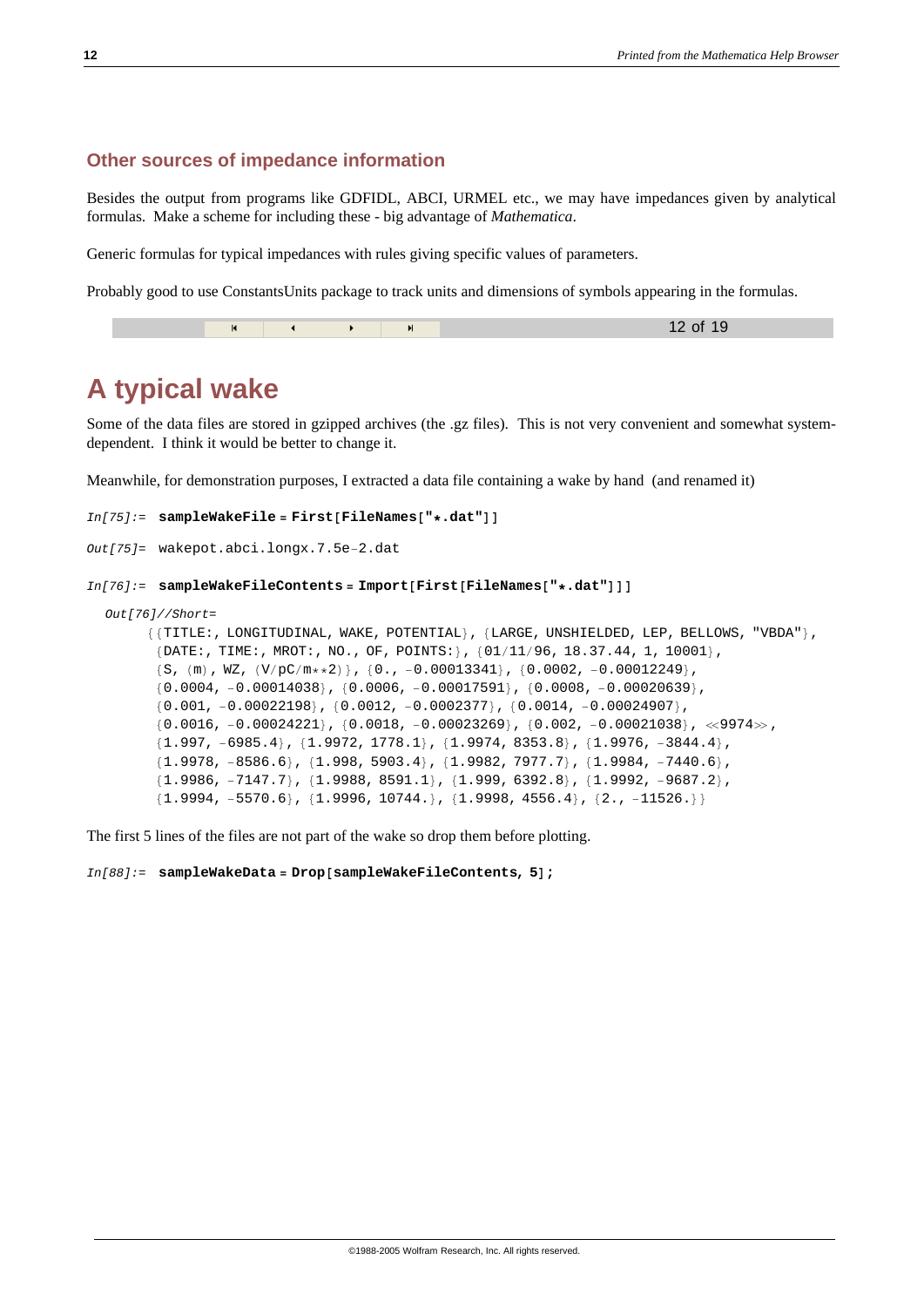### Other sources of impedance information

Besides the output from programs like GDFIDL, ABCI, URMEL etc., we may have impedances given by analytical formulas. Make a scheme for including these - big advantage of *Mathematica*.

Generic formulas for typical impedances with rules giving specific values of parameters.

Probably good to use ConstantsUnits package to track units and dimensions of symbols appearing in the formulas.

# A typical wake

Some of the data files are stored in gzipped archives (the .gz files). This is not very convenient and somewhat system-dependent. I think it would be better to change it.

Meanwhile, for demonstration purposes, I extracted a data file containing a wake by hand (and renamed it)

```
In[75]:= sampleWakeFile = First[FileNames["*.dat"]]

Out[75]= wakepot.abci.longx.7.5e-2.dat

In[76]:= sampleWakeFileContents = Import[First[FileNames["*.dat"]]]

Out[76]//Short=
{{TITLE:, LONGITUDINAL, WAKE, POTENTIAL}, {LARGE, UNSHIELDED, LEP, BELLOWS, "VBDA"},
 {DATE:, TIME:, MROT:, NO., OF, POINTS:}, {01/11/96, 18.37.44, 1, 10001},
 {S, (m), WZ, (V/pC/m**2)}, {0., -0.00013341}, {0.0002, -0.00012249},
 {0.0004, -0.00014038}, {0.0006, -0.00017591}, {0.0008, -0.00020639},
 {0.001, -0.00022198}, {0.0012, -0.0002377}, {0.0014, -0.00024907},
 {0.0016, -0.00024221}, {0.0018, -0.00023269}, {0.002, -0.00021038}, <<9974>>,
 {1.997, -6985.4}, {1.9972, 1778.1}, {1.9974, 8353.8}, {1.9976, -3844.4},
 {1.9978, -8586.6}, {1.998, 5903.4}, {1.9982, 7977.7}, {1.9984, -7440.6},
 {1.9986, -7147.7}, {1.9988, 8591.1}, {1.999, 6392.8}, {1.9992, -9687.2},
 {1.9994, -5570.6}, {1.9996, 10744.}, {1.9998, 4556.4}, {2., -11526.}}
```

The first 5 lines of the files are not part of the wake so drop them before plotting.

```
In[88]:= sampleWakeData = Drop[sampleWakeFileContents, 5];
```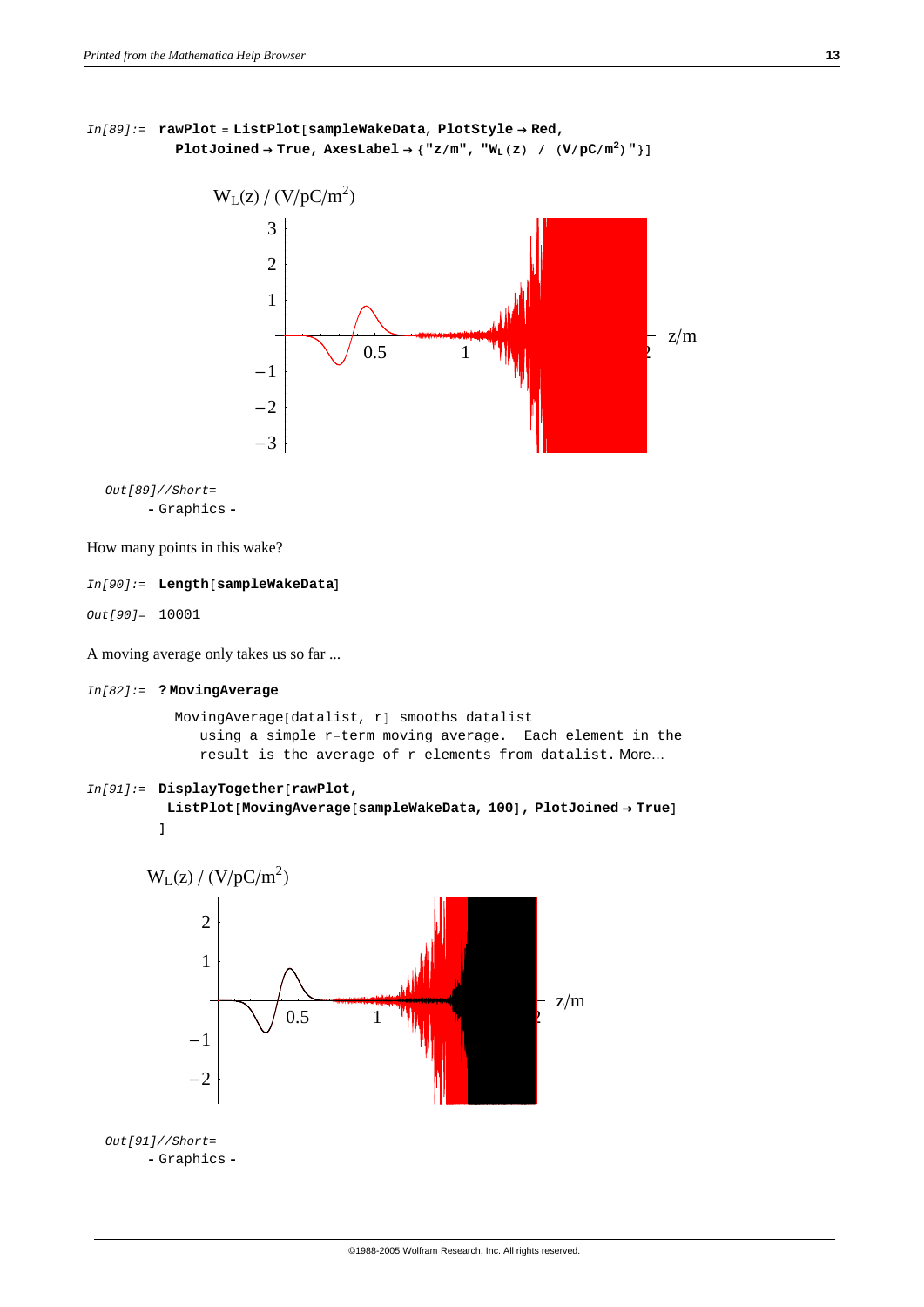```
In[89]:= rawPlot = ListPlot[sampleWakeData, PlotStyle → Red,
           PlotJoined → True, AxesLabel → {"z/m", "W_L(z) / (V/pC/m^2)"}]
```

```
Out[89]//Short=
    - Graphics -
```

How many points in this wake?

```
In[90]:= Length[sampleWakeData]

Out[90]= 10001
```

A moving average only takes us so far ...

```
In[82]:= ?MovingAverage

  MovingAverage[datalist, r] smooths datalist
     using a simple r-term moving average.  Each element in the
     result is the average of r elements from datalist. More…
```

```
In[91]:= DisplayTogether[rawPlot,
          ListPlot[MovingAverage[sampleWakeData, 100], PlotJoined → True]
         ]
```

```
Out[91]//Short=
    - Graphics -
```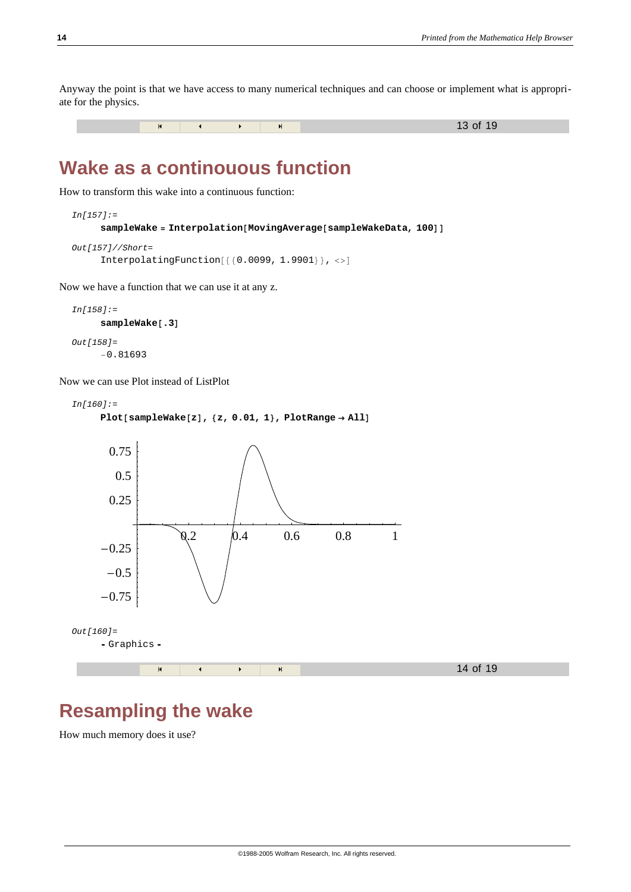Anyway the point is that we have access to many numerical techniques and can choose or implement what is appropriate for the physics.

# Wake as a continouous function

How to transform this wake into a continuous function:

```
In[157]:=
     sampleWake = Interpolation[MovingAverage[sampleWakeData, 100]]

Out[157]//Short=
     InterpolatingFunction[{{0.0099, 1.9901}}, <>]
```

Now we have a function that we can use it at any z.

```
In[158]:=
     sampleWake[.3]

Out[158]=
     -0.81693
```

Now we can use Plot instead of ListPlot

```
In[160]:=
     Plot[sampleWake[z], {z, 0.01, 1}, PlotRange → All]

Out[160]=
     - Graphics -
```

# Resampling the wake

How much memory does it use?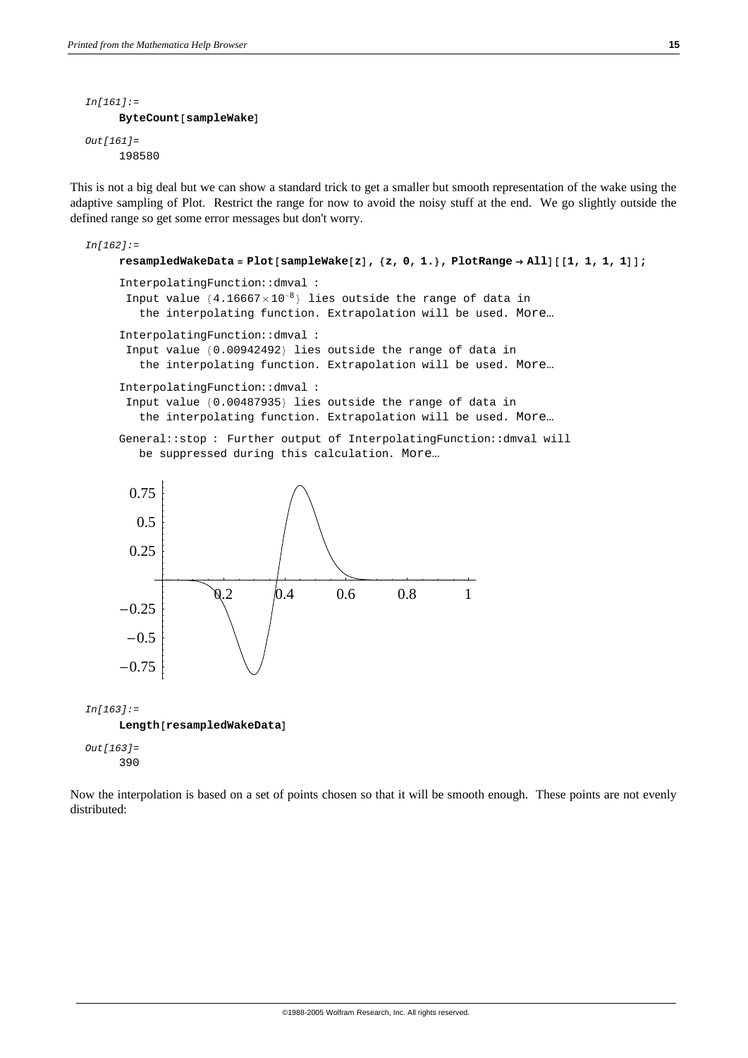```
In[161]:=
     ByteCount[sampleWake]

Out[161]=
     198580
```

This is not a big deal but we can show a standard trick to get a smaller but smooth representation of the wake using the adaptive sampling of Plot. Restrict the range for now to avoid the noisy stuff at the end. We go slightly outside the defined range so get some error messages but don't worry.

```
In[162]:=
     resampledWakeData = Plot[sampleWake[z], {z, 0, 1.}, PlotRange → All][[1, 1, 1, 1]];

     InterpolatingFunction::dmval :
      Input value {4.16667×10^-8} lies outside the range of data in
        the interpolating function. Extrapolation will be used. More…

     InterpolatingFunction::dmval :
      Input value {0.00942492} lies outside the range of data in
        the interpolating function. Extrapolation will be used. More…

     InterpolatingFunction::dmval :
      Input value {0.00487935} lies outside the range of data in
        the interpolating function. Extrapolation will be used. More…

     General::stop : Further output of InterpolatingFunction::dmval will
        be suppressed during this calculation. More…
```

```
In[163]:=
     Length[resampledWakeData]

Out[163]=
     390
```

Now the interpolation is based on a set of points chosen so that it will be smooth enough. These points are not evenly distributed: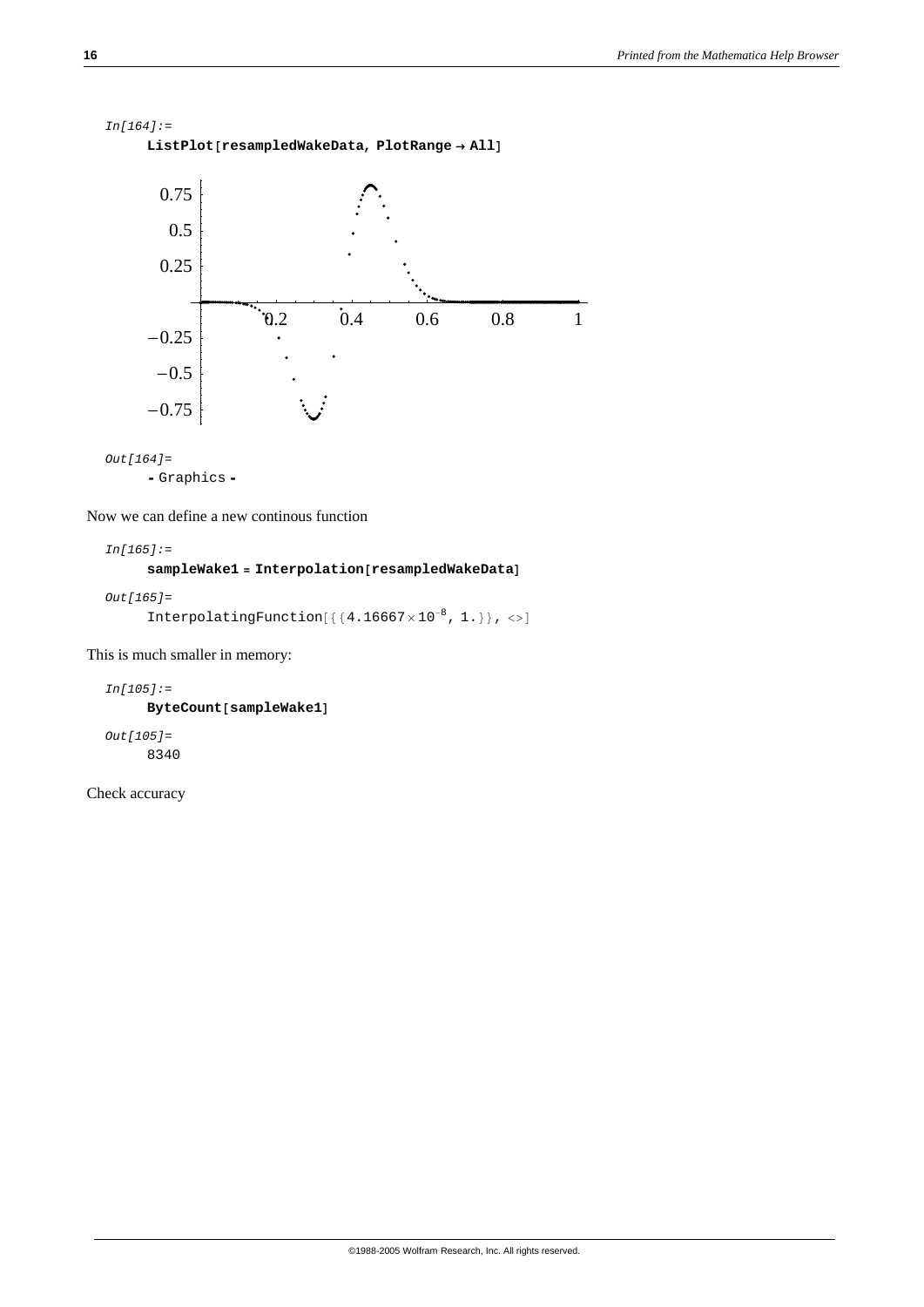In[164]:=

```
ListPlot[resampledWakeData, PlotRange → All]
```

Out[164]=

```
- Graphics -
```

Now we can define a new continous function

In[165]:=

```
sampleWake1 = Interpolation[resampledWakeData]
```

Out[165]=

```
InterpolatingFunction[{{4.16667×10^-8, 1.}}, <>]
```

This is much smaller in memory:

In[105]:=

```
ByteCount[sampleWake1]
```

Out[105]=

```
8340
```

Check accuracy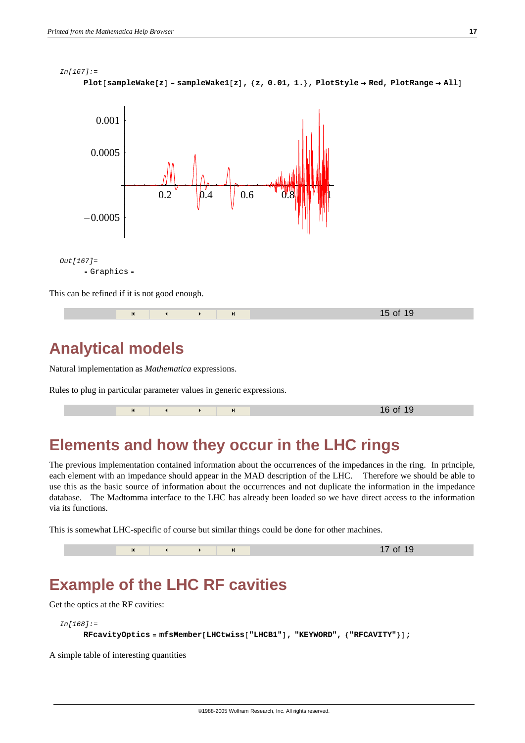In[167]:=

```
Plot[sampleWake[z] - sampleWake1[z], {z, 0.01, 1.}, PlotStyle → Red, PlotRange → All]
```

Out[167]=

```
- Graphics -
```

This can be refined if it is not good enough.

# Analytical models

Natural implementation as *Mathematica* expressions.

Rules to plug in particular parameter values in generic expressions.

# Elements and how they occur in the LHC rings

The previous implementation contained information about the occurrences of the impedances in the ring. In principle, each element with an impedance should appear in the MAD description of the LHC. Therefore we should be able to use this as the basic source of information about the occurrences and not duplicate the information in the impedance database. The Madtomma interface to the LHC has already been loaded so we have direct access to the information via its functions.

This is somewhat LHC-specific of course but similar things could be done for other machines.

# Example of the LHC RF cavities

Get the optics at the RF cavities:

In[168]:=

```
RFcavityOptics = mfsMember[LHCtwiss["LHCB1"], "KEYWORD", {"RFCAVITY"}];
```

A simple table of interesting quantities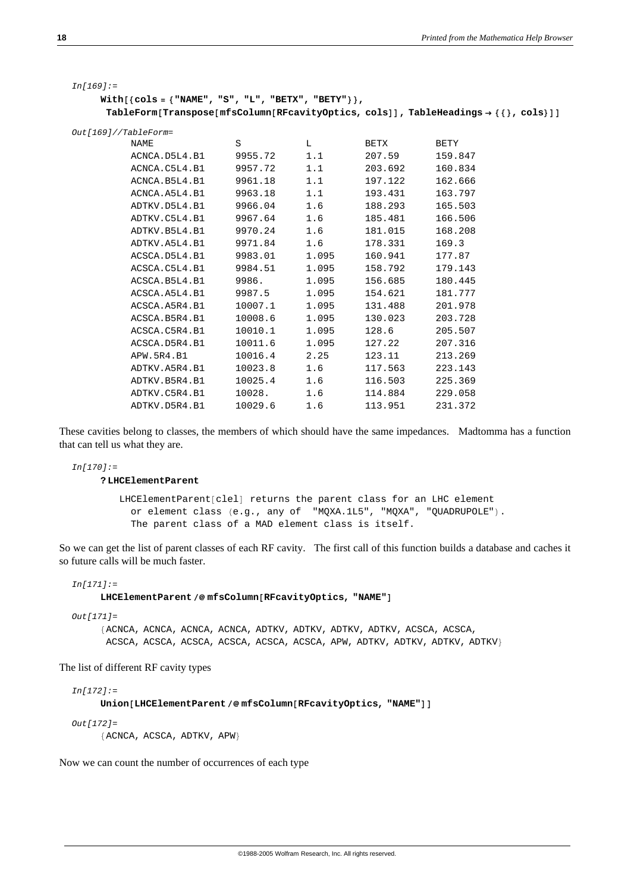```
In[169]:=
With[{cols = {"NAME", "S", "L", "BETX", "BETY"}},
 TableForm[Transpose[mfsColumn[RFcavityOptics, cols]], TableHeadings → {{}, cols}]]
```

Out[169]//TableForm=

| NAME | S | L | BETX | BETY |
|---|---|---|---|---|
| ACNCA.D5L4.B1 | 9955.72 | 1.1 | 207.59 | 159.847 |
| ACNCA.C5L4.B1 | 9957.72 | 1.1 | 203.692 | 160.834 |
| ACNCA.B5L4.B1 | 9961.18 | 1.1 | 197.122 | 162.666 |
| ACNCA.A5L4.B1 | 9963.18 | 1.1 | 193.431 | 163.797 |
| ADTKV.D5L4.B1 | 9966.04 | 1.6 | 188.293 | 165.503 |
| ADTKV.C5L4.B1 | 9967.64 | 1.6 | 185.481 | 166.506 |
| ADTKV.B5L4.B1 | 9970.24 | 1.6 | 181.015 | 168.208 |
| ADTKV.A5L4.B1 | 9971.84 | 1.6 | 178.331 | 169.3 |
| ACSCA.D5L4.B1 | 9983.01 | 1.095 | 160.941 | 177.87 |
| ACSCA.C5L4.B1 | 9984.51 | 1.095 | 158.792 | 179.143 |
| ACSCA.B5L4.B1 | 9986. | 1.095 | 156.685 | 180.445 |
| ACSCA.A5L4.B1 | 9987.5 | 1.095 | 154.621 | 181.777 |
| ACSCA.A5R4.B1 | 10007.1 | 1.095 | 131.488 | 201.978 |
| ACSCA.B5R4.B1 | 10008.6 | 1.095 | 130.023 | 203.728 |
| ACSCA.C5R4.B1 | 10010.1 | 1.095 | 128.6 | 205.507 |
| ACSCA.D5R4.B1 | 10011.6 | 1.095 | 127.22 | 207.316 |
| APW.5R4.B1 | 10016.4 | 2.25 | 123.11 | 213.269 |
| ADTKV.A5R4.B1 | 10023.8 | 1.6 | 117.563 | 223.143 |
| ADTKV.B5R4.B1 | 10025.4 | 1.6 | 116.503 | 225.369 |
| ADTKV.C5R4.B1 | 10028. | 1.6 | 114.884 | 229.058 |
| ADTKV.D5R4.B1 | 10029.6 | 1.6 | 113.951 | 231.372 |

These cavities belong to classes, the members of which should have the same impedances. Madtomma has a function that can tell us what they are.

```
In[170]:=
?LHCElementParent

LHCElementParent[clel] returns the parent class for an LHC element
  or element class (e.g., any of "MQXA.1L5", "MQXA", "QUADRUPOLE").
  The parent class of a MAD element class is itself.
```

So we can get the list of parent classes of each RF cavity. The first call of this function builds a database and caches it so future calls will be much faster.

```
In[171]:=
LHCElementParent /@ mfsColumn[RFcavityOptics, "NAME"]

Out[171]=
{ACNCA, ACNCA, ACNCA, ACNCA, ADTKV, ADTKV, ADTKV, ADTKV, ACSCA, ACSCA,
 ACSCA, ACSCA, ACSCA, ACSCA, ACSCA, ACSCA, APW, ADTKV, ADTKV, ADTKV, ADTKV}
```

The list of different RF cavity types

```
In[172]:=
Union[LHCElementParent /@ mfsColumn[RFcavityOptics, "NAME"]]

Out[172]=
{ACNCA, ACSCA, ADTKV, APW}
```

Now we can count the number of occurrences of each type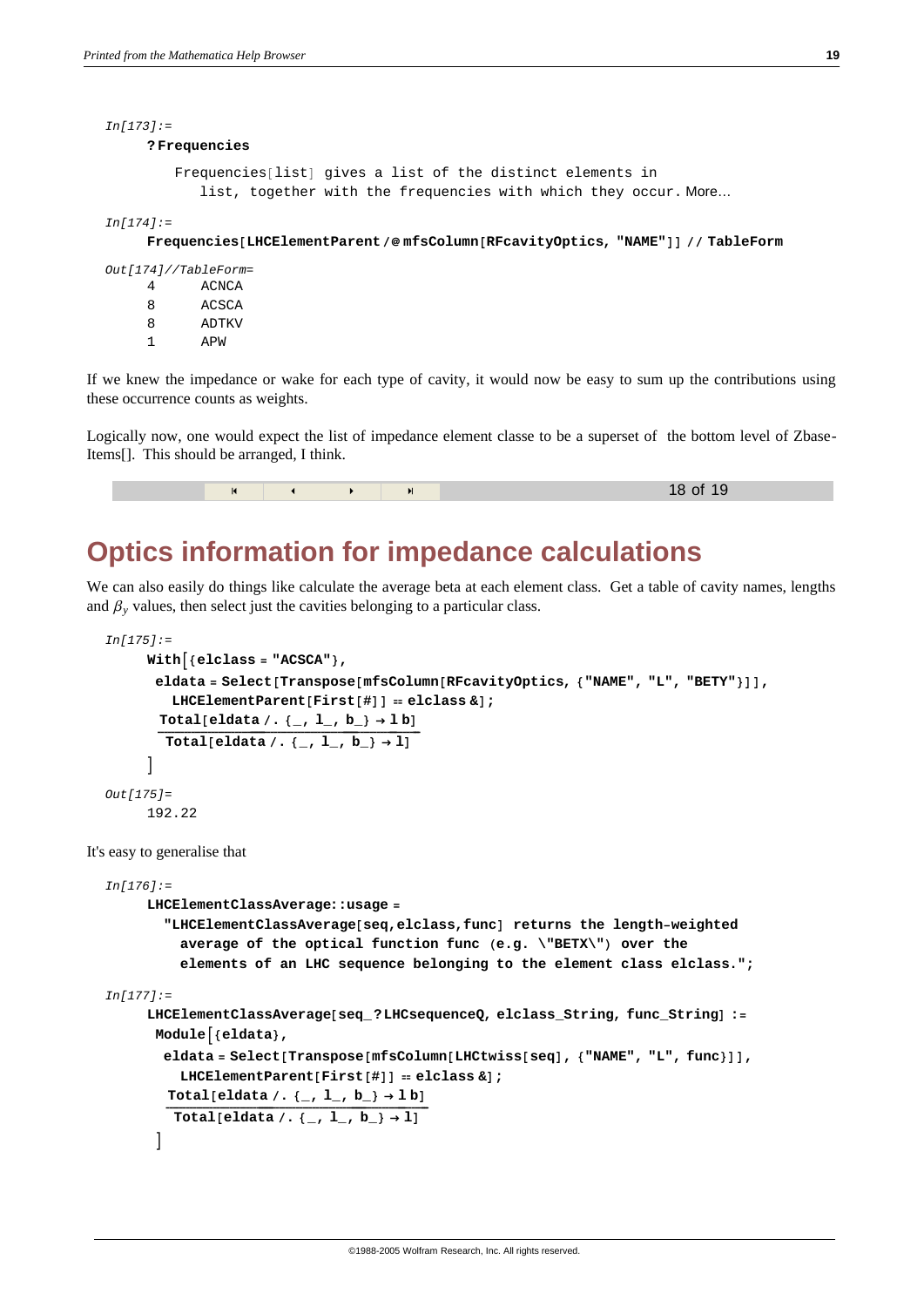In[173]:=

```
?Frequencies
```

```
Frequencies[list] gives a list of the distinct elements in
   list, together with the frequencies with which they occur. More...
```

In[174]:=

```
Frequencies[LHCElementParent /@ mfsColumn[RFcavityOptics, "NAME"]] // TableForm
```

Out[174]//TableForm=

```
4    ACNCA
8    ACSCA
8    ADTKV
1    APW
```

If we knew the impedance or wake for each type of cavity, it would now be easy to sum up the contributions using these occurrence counts as weights.

Logically now, one would expect the list of impedance element classe to be a superset of the bottom level of ZbaseItems[]. This should be arranged, I think.

# Optics information for impedance calculations

We can also easily do things like calculate the average beta at each element class. Get a table of cavity names, lengths and $\beta_y$ values, then select just the cavities belonging to a particular class.

In[175]:=

```
With[{elclass = "ACSCA"},
 eldata = Select[Transpose[mfsColumn[RFcavityOptics, {"NAME", "L", "BETY"}]],
   LHCElementParent[First[#]] == elclass &];
 Total[eldata /. {_, l_, b_} → l b]
 ─────────────────────────────────
  Total[eldata /. {_, l_, b_} → l]
]
```

Out[175]=

```
192.22
```

It's easy to generalise that

In[176]:=

```
LHCElementClassAverage::usage =
  "LHCElementClassAverage[seq,elclass,func] returns the length-weighted
    average of the optical function func (e.g. \"BETX\") over the
    elements of an LHC sequence belonging to the element class elclass.";
```

In[177]:=

```
LHCElementClassAverage[seq_?LHCsequenceQ, elclass_String, func_String] :=
 Module[{eldata},
  eldata = Select[Transpose[mfsColumn[LHCtwiss[seq], {"NAME", "L", func}]],
    LHCElementParent[First[#]] == elclass &];
  Total[eldata /. {_, l_, b_} → l b]
  ─────────────────────────────────
   Total[eldata /. {_, l_, b_} → l]
 ]
```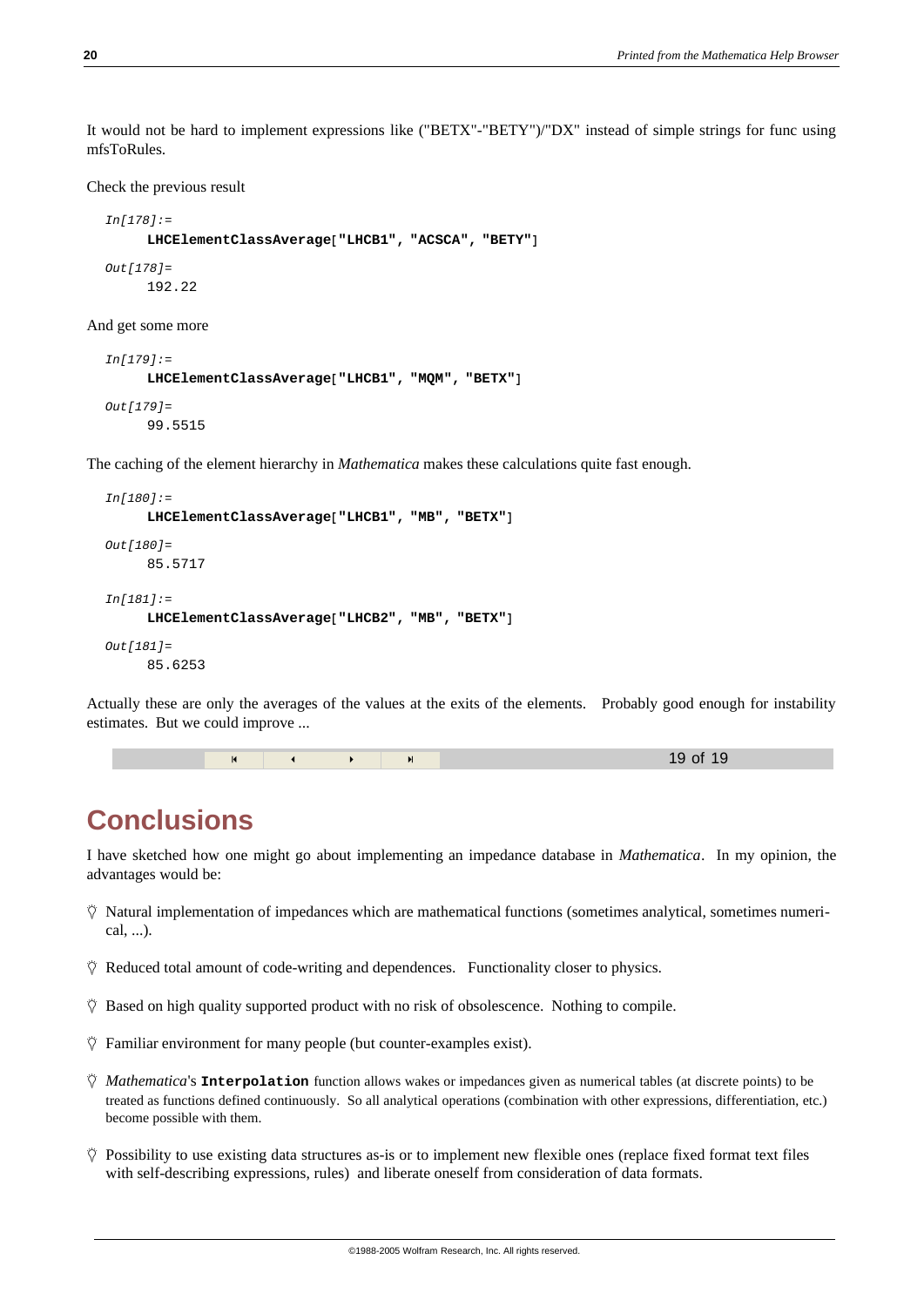It would not be hard to implement expressions like ("BETX"-"BETY")/"DX" instead of simple strings for func using mfsToRules.

Check the previous result

```
In[178]:=
    LHCElementClassAverage["LHCB1", "ACSCA", "BETY"]
Out[178]=
    192.22
```

And get some more

```
In[179]:=
    LHCElementClassAverage["LHCB1", "MQM", "BETX"]
Out[179]=
    99.5515
```

The caching of the element hierarchy in *Mathematica* makes these calculations quite fast enough.

```
In[180]:=
    LHCElementClassAverage["LHCB1", "MB", "BETX"]
Out[180]=
    85.5717
In[181]:=
    LHCElementClassAverage["LHCB2", "MB", "BETX"]
Out[181]=
    85.6253
```

Actually these are only the averages of the values at the exits of the elements. Probably good enough for instability estimates. But we could improve ...

# Conclusions

I have sketched how one might go about implementing an impedance database in *Mathematica*. In my opinion, the advantages would be:

- Natural implementation of impedances which are mathematical functions (sometimes analytical, sometimes numerical, ...).
- Reduced total amount of code-writing and dependences. Functionality closer to physics.
- Based on high quality supported product with no risk of obsolescence. Nothing to compile.
- Familiar environment for many people (but counter-examples exist).
- *Mathematica*'s **Interpolation** function allows wakes or impedances given as numerical tables (at discrete points) to be treated as functions defined continuously. So all analytical operations (combination with other expressions, differentiation, etc.) become possible with them.
- Possibility to use existing data structures as-is or to implement new flexible ones (replace fixed format text files with self-describing expressions, rules) and liberate oneself from consideration of data formats.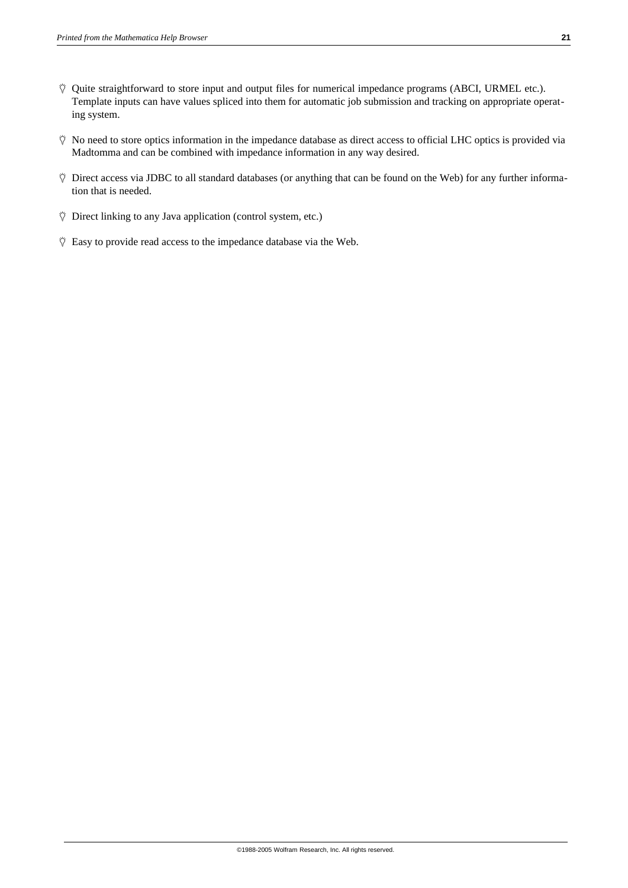- Quite straightforward to store input and output files for numerical impedance programs (ABCI, URMEL etc.). Template inputs can have values spliced into them for automatic job submission and tracking on appropriate operating system.

- No need to store optics information in the impedance database as direct access to official LHC optics is provided via Madtomma and can be combined with impedance information in any way desired.

- Direct access via JDBC to all standard databases (or anything that can be found on the Web) for any further information that is needed.

- Direct linking to any Java application (control system, etc.)

- Easy to provide read access to the impedance database via the Web.